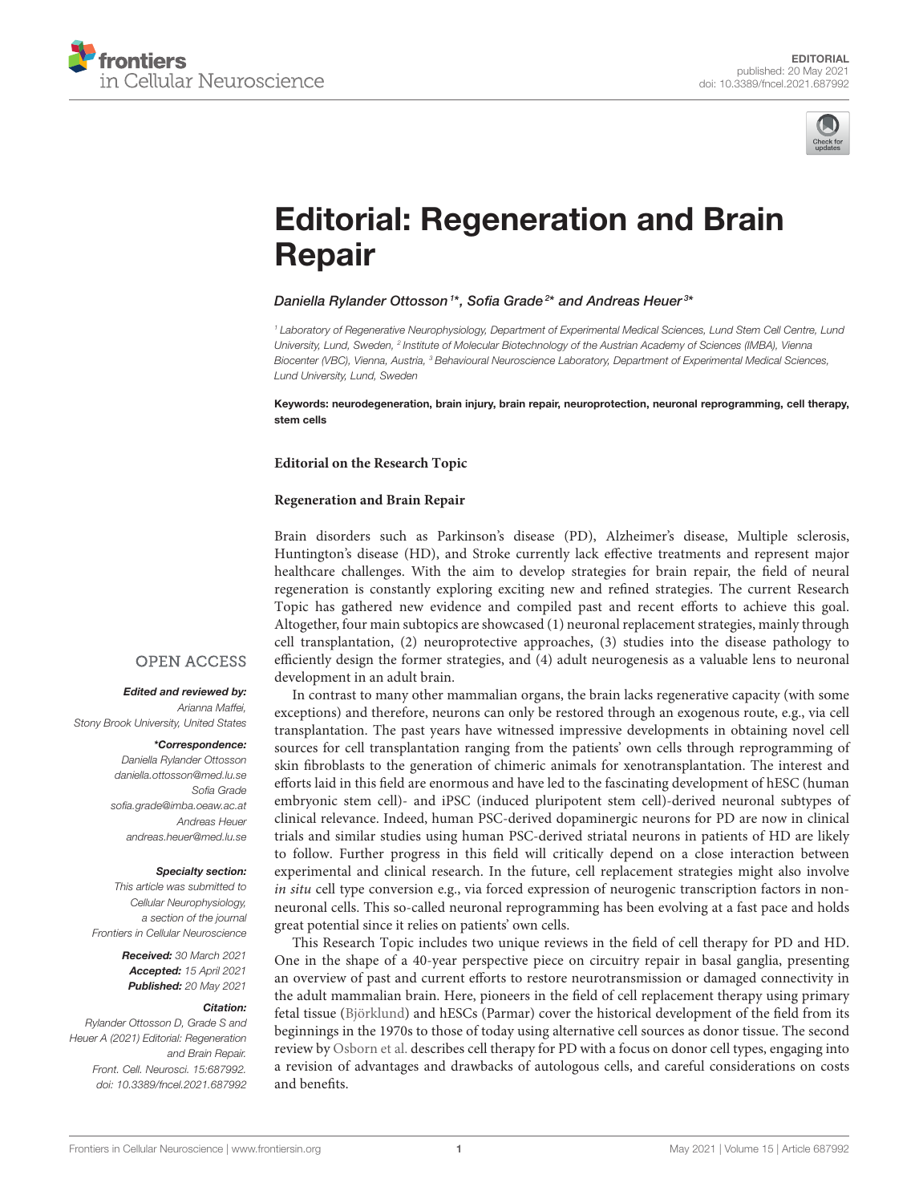EDITORIAL
published: 20 May 2021
doi: 10.3389/fncel.2021.687992

# Editorial: Regeneration and Brain Repair

*Daniella Rylander Ottosson[1]\*, Sofia Grade[2]\* and Andreas Heuer[3]\**

[1] Laboratory of Regenerative Neurophysiology, Department of Experimental Medical Sciences, Lund Stem Cell Centre, Lund University, Lund, Sweden, [2] Institute of Molecular Biotechnology of the Austrian Academy of Sciences (IMBA), Vienna Biocenter (VBC), Vienna, Austria, [3] Behavioural Neuroscience Laboratory, Department of Experimental Medical Sciences, Lund University, Lund, Sweden

**Keywords: neurodegeneration, brain injury, brain repair, neuroprotection, neuronal reprogramming, cell therapy, stem cells**

OPEN ACCESS

***Edited and reviewed by:***
*Arianna Maffei, Stony Brook University, United States*

***\*Correspondence:***
*Daniella Rylander Ottosson*
*daniella.ottosson@med.lu.se*
*Sofia Grade*
*sofia.grade@imba.oeaw.ac.at*
*Andreas Heuer*
*andreas.heuer@med.lu.se*

***Specialty section:***
*This article was submitted to Cellular Neurophysiology, a section of the journal Frontiers in Cellular Neuroscience*

***Received:*** *30 March 2021*
***Accepted:*** *15 April 2021*
***Published:*** *20 May 2021*

***Citation:***
*Rylander Ottosson D, Grade S and Heuer A (2021) Editorial: Regeneration and Brain Repair. Front. Cell. Neurosci. 15:687992. doi: 10.3389/fncel.2021.687992*

**Editorial on the Research Topic**

**Regeneration and Brain Repair**

Brain disorders such as Parkinson's disease (PD), Alzheimer's disease, Multiple sclerosis, Huntington's disease (HD), and Stroke currently lack effective treatments and represent major healthcare challenges. With the aim to develop strategies for brain repair, the field of neural regeneration is constantly exploring exciting new and refined strategies. The current Research Topic has gathered new evidence and compiled past and recent efforts to achieve this goal. Altogether, four main subtopics are showcased (1) neuronal replacement strategies, mainly through cell transplantation, (2) neuroprotective approaches, (3) studies into the disease pathology to efficiently design the former strategies, and (4) adult neurogenesis as a valuable lens to neuronal development in an adult brain.

In contrast to many other mammalian organs, the brain lacks regenerative capacity (with some exceptions) and therefore, neurons can only be restored through an exogenous route, e.g., via cell transplantation. The past years have witnessed impressive developments in obtaining novel cell sources for cell transplantation ranging from the patients' own cells through reprogramming of skin fibroblasts to the generation of chimeric animals for xenotransplantation. The interest and efforts laid in this field are enormous and have led to the fascinating development of hESC (human embryonic stem cell)- and iPSC (induced pluripotent stem cell)-derived neuronal subtypes of clinical relevance. Indeed, human PSC-derived dopaminergic neurons for PD are now in clinical trials and similar studies using human PSC-derived striatal neurons in patients of HD are likely to follow. Further progress in this field will critically depend on a close interaction between experimental and clinical research. In the future, cell replacement strategies might also involve *in situ* cell type conversion e.g., via forced expression of neurogenic transcription factors in non-neuronal cells. This so-called neuronal reprogramming has been evolving at a fast pace and holds great potential since it relies on patients' own cells.

This Research Topic includes two unique reviews in the field of cell therapy for PD and HD. One in the shape of a 40-year perspective piece on circuitry repair in basal ganglia, presenting an overview of past and current efforts to restore neurotransmission or damaged connectivity in the adult mammalian brain. Here, pioneers in the field of cell replacement therapy using primary fetal tissue (Björklund) and hESCs (Parmar) cover the historical development of the field from its beginnings in the 1970s to those of today using alternative cell sources as donor tissue. The second review by Osborn et al. describes cell therapy for PD with a focus on donor cell types, engaging into a revision of advantages and drawbacks of autologous cells, and careful considerations on costs and benefits.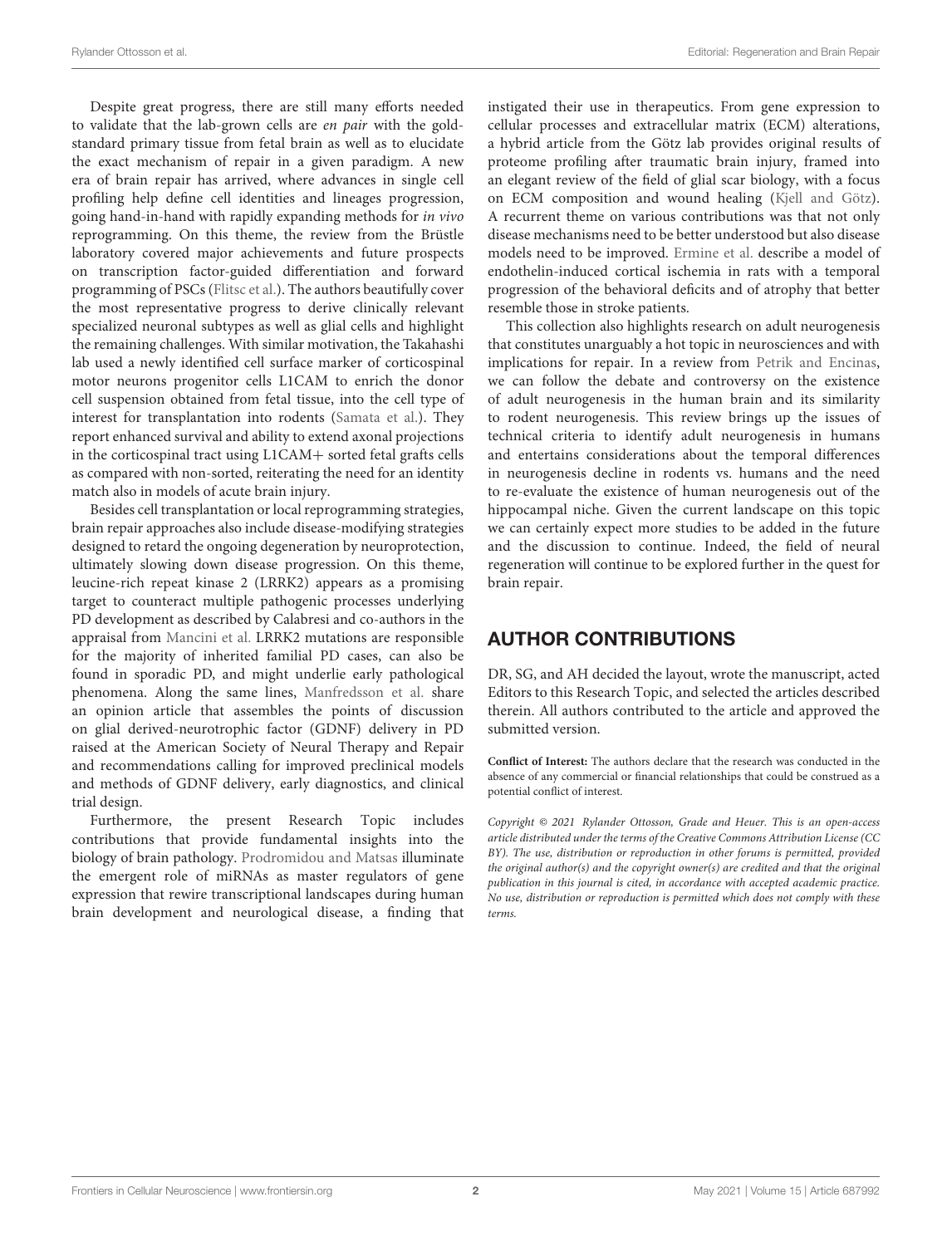Despite great progress, there are still many efforts needed to validate that the lab-grown cells are *en pair* with the gold-standard primary tissue from fetal brain as well as to elucidate the exact mechanism of repair in a given paradigm. A new era of brain repair has arrived, where advances in single cell profiling help define cell identities and lineages progression, going hand-in-hand with rapidly expanding methods for *in vivo* reprogramming. On this theme, the review from the Brüstle laboratory covered major achievements and future prospects on transcription factor-guided differentiation and forward programming of PSCs (Flitsc et al.). The authors beautifully cover the most representative progress to derive clinically relevant specialized neuronal subtypes as well as glial cells and highlight the remaining challenges. With similar motivation, the Takahashi lab used a newly identified cell surface marker of corticospinal motor neurons progenitor cells L1CAM to enrich the donor cell suspension obtained from fetal tissue, into the cell type of interest for transplantation into rodents (Samata et al.). They report enhanced survival and ability to extend axonal projections in the corticospinal tract using L1CAM+ sorted fetal grafts cells as compared with non-sorted, reiterating the need for an identity match also in models of acute brain injury.

Besides cell transplantation or local reprogramming strategies, brain repair approaches also include disease-modifying strategies designed to retard the ongoing degeneration by neuroprotection, ultimately slowing down disease progression. On this theme, leucine-rich repeat kinase 2 (LRRK2) appears as a promising target to counteract multiple pathogenic processes underlying PD development as described by Calabresi and co-authors in the appraisal from Mancini et al. LRRK2 mutations are responsible for the majority of inherited familial PD cases, can also be found in sporadic PD, and might underlie early pathological phenomena. Along the same lines, Manfredsson et al. share an opinion article that assembles the points of discussion on glial derived-neurotrophic factor (GDNF) delivery in PD raised at the American Society of Neural Therapy and Repair and recommendations calling for improved preclinical models and methods of GDNF delivery, early diagnostics, and clinical trial design.

Furthermore, the present Research Topic includes contributions that provide fundamental insights into the biology of brain pathology. Prodromidou and Matsas illuminate the emergent role of miRNAs as master regulators of gene expression that rewire transcriptional landscapes during human brain development and neurological disease, a finding that instigated their use in therapeutics. From gene expression to cellular processes and extracellular matrix (ECM) alterations, a hybrid article from the Götz lab provides original results of proteome profiling after traumatic brain injury, framed into an elegant review of the field of glial scar biology, with a focus on ECM composition and wound healing (Kjell and Götz). A recurrent theme on various contributions was that not only disease mechanisms need to be better understood but also disease models need to be improved. Ermine et al. describe a model of endothelin-induced cortical ischemia in rats with a temporal progression of the behavioral deficits and of atrophy that better resemble those in stroke patients.

This collection also highlights research on adult neurogenesis that constitutes unarguably a hot topic in neurosciences and with implications for repair. In a review from Petrik and Encinas, we can follow the debate and controversy on the existence of adult neurogenesis in the human brain and its similarity to rodent neurogenesis. This review brings up the issues of technical criteria to identify adult neurogenesis in humans and entertains considerations about the temporal differences in neurogenesis decline in rodents vs. humans and the need to re-evaluate the existence of human neurogenesis out of the hippocampal niche. Given the current landscape on this topic we can certainly expect more studies to be added in the future and the discussion to continue. Indeed, the field of neural regeneration will continue to be explored further in the quest for brain repair.

## AUTHOR CONTRIBUTIONS

DR, SG, and AH decided the layout, wrote the manuscript, acted Editors to this Research Topic, and selected the articles described therein. All authors contributed to the article and approved the submitted version.

**Conflict of Interest:** The authors declare that the research was conducted in the absence of any commercial or financial relationships that could be construed as a potential conflict of interest.

*Copyright © 2021 Rylander Ottosson, Grade and Heuer. This is an open-access article distributed under the terms of the Creative Commons Attribution License (CC BY). The use, distribution or reproduction in other forums is permitted, provided the original author(s) and the copyright owner(s) are credited and that the original publication in this journal is cited, in accordance with accepted academic practice. No use, distribution or reproduction is permitted which does not comply with these terms.*